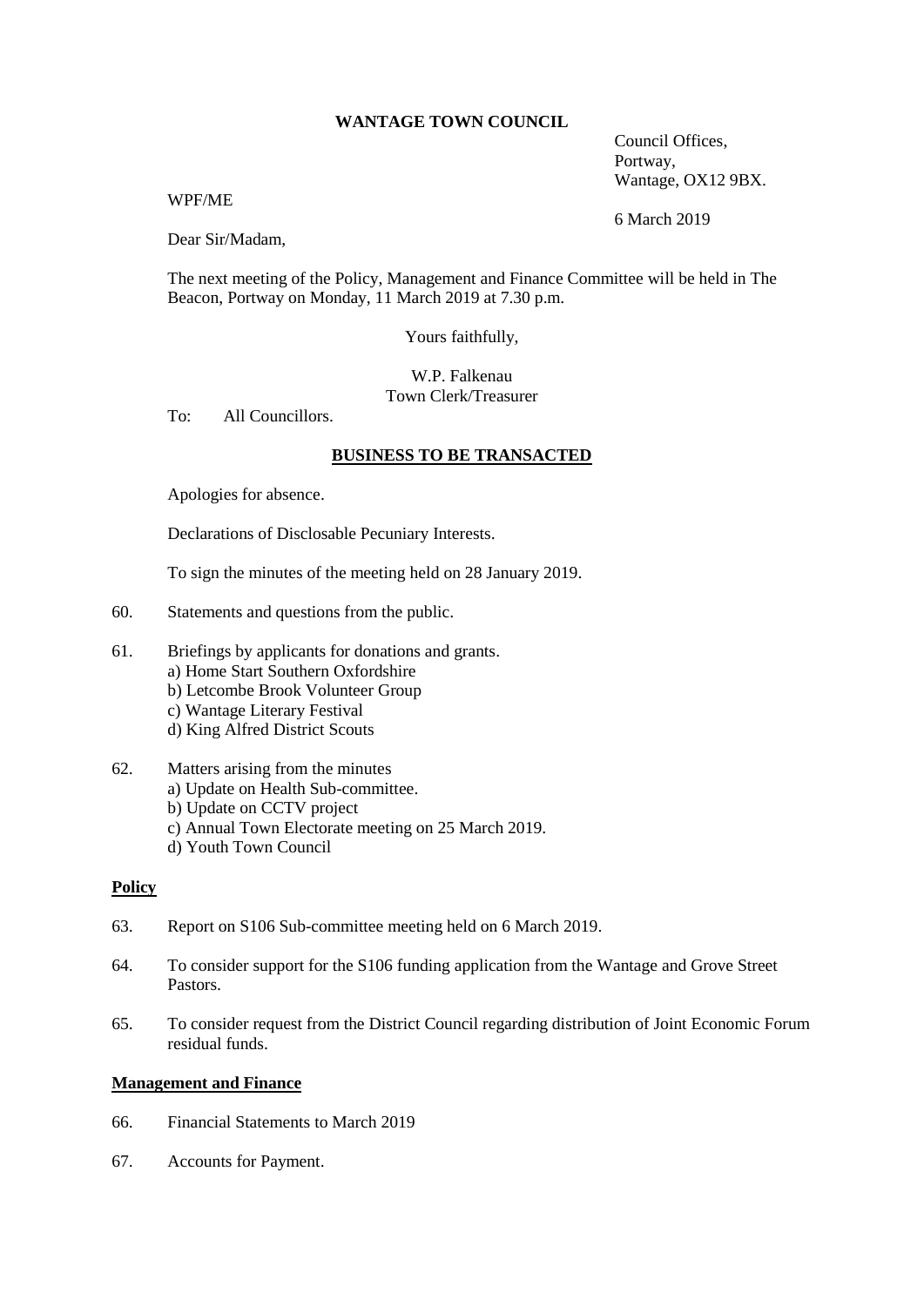**WANTAGE TOWN COUNCIL**

Council Offices,
Portway,
Wantage, OX12 9BX.

WPF/ME

6 March 2019

Dear Sir/Madam,

The next meeting of the Policy, Management and Finance Committee will be held in The Beacon, Portway on Monday, 11 March 2019 at 7.30 p.m.

Yours faithfully,

W.P. Falkenau
Town Clerk/Treasurer

To: All Councillors.

## **BUSINESS TO BE TRANSACTED**

Apologies for absence.

Declarations of Disclosable Pecuniary Interests.

To sign the minutes of the meeting held on 28 January 2019.

60. Statements and questions from the public.

61. Briefings by applicants for donations and grants.
    a) Home Start Southern Oxfordshire
    b) Letcombe Brook Volunteer Group
    c) Wantage Literary Festival
    d) King Alfred District Scouts

62. Matters arising from the minutes
    a) Update on Health Sub-committee.
    b) Update on CCTV project
    c) Annual Town Electorate meeting on 25 March 2019.
    d) Youth Town Council

### **Policy**

63. Report on S106 Sub-committee meeting held on 6 March 2019.

64. To consider support for the S106 funding application from the Wantage and Grove Street Pastors.

65. To consider request from the District Council regarding distribution of Joint Economic Forum residual funds.

### **Management and Finance**

66. Financial Statements to March 2019

67. Accounts for Payment.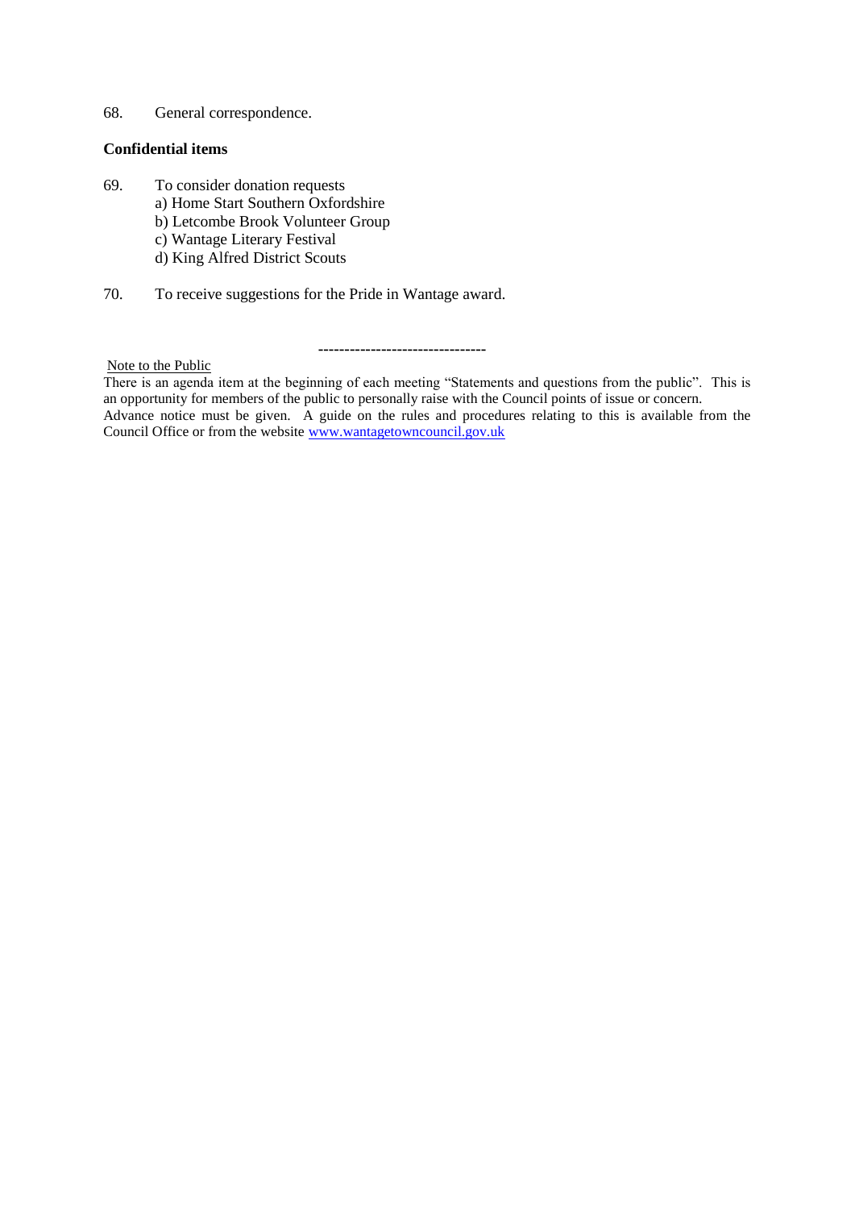68. General correspondence.

**Confidential items**

69. To consider donation requests
    a) Home Start Southern Oxfordshire
    b) Letcombe Brook Volunteer Group
    c) Wantage Literary Festival
    d) King Alfred District Scouts

70. To receive suggestions for the Pride in Wantage award.

--------------------------------

Note to the Public

There is an agenda item at the beginning of each meeting "Statements and questions from the public". This is an opportunity for members of the public to personally raise with the Council points of issue or concern. Advance notice must be given. A guide on the rules and procedures relating to this is available from the Council Office or from the website www.wantagetowncouncil.gov.uk